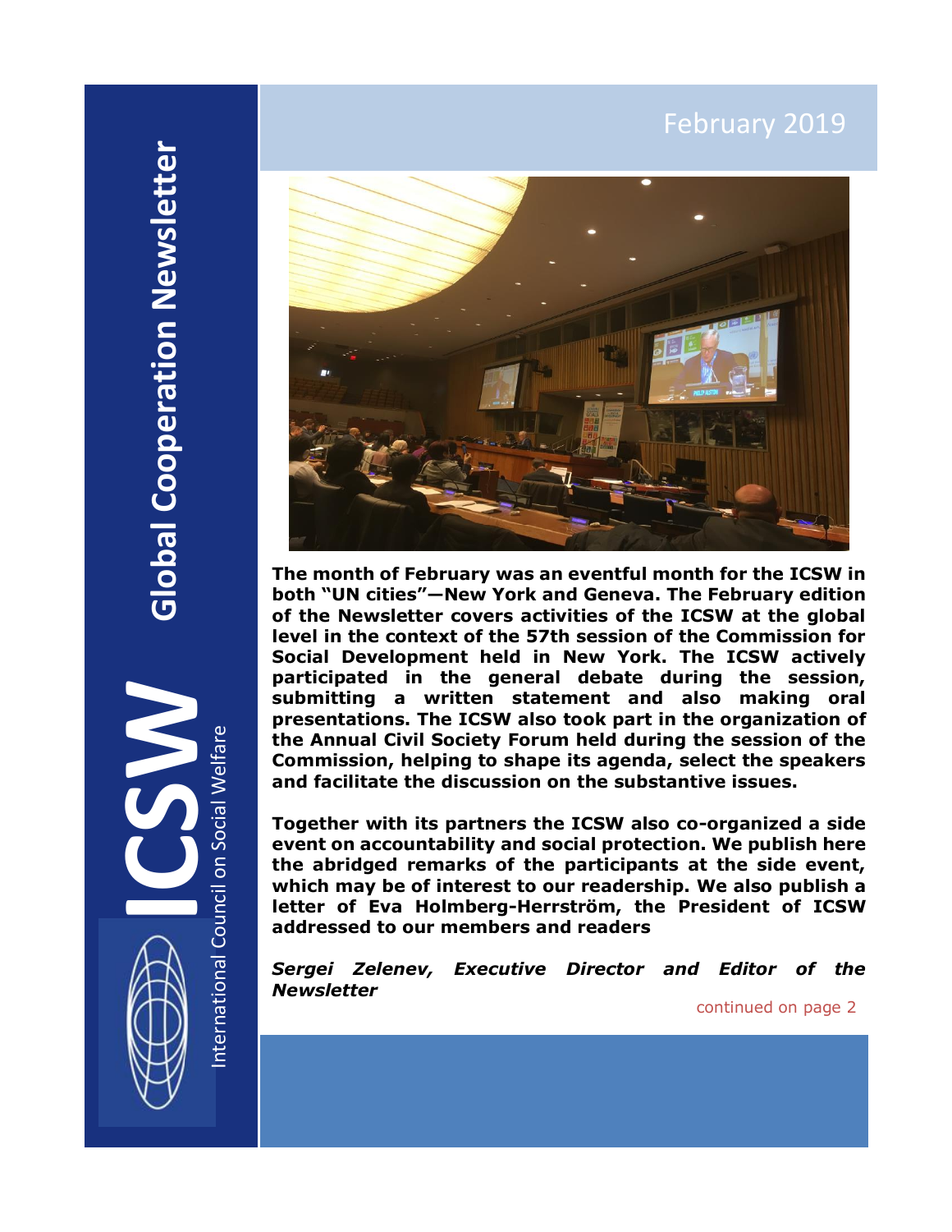# Global Cooperation Newsletter

**ICSW** International Council on Social Welfare

February 2019

**The month of February was an eventful month for the ICSW in both "UN cities"—New York and Geneva. The February edition of the Newsletter covers activities of the ICSW at the global level in the context of the 57th session of the Commission for Social Development held in New York. The ICSW actively participated in the general debate during the session, submitting a written statement and also making oral presentations. The ICSW also took part in the organization of the Annual Civil Society Forum held during the session of the Commission, helping to shape its agenda, select the speakers and facilitate the discussion on the substantive issues.**

**Together with its partners the ICSW also co-organized a side event on accountability and social protection. We publish here the abridged remarks of the participants at the side event, which may be of interest to our readership. We also publish a letter of Eva Holmberg-Herrström, the President of ICSW addressed to our members and readers**

***Sergei Zelenev, Executive Director and Editor of the Newsletter***

continued on page 2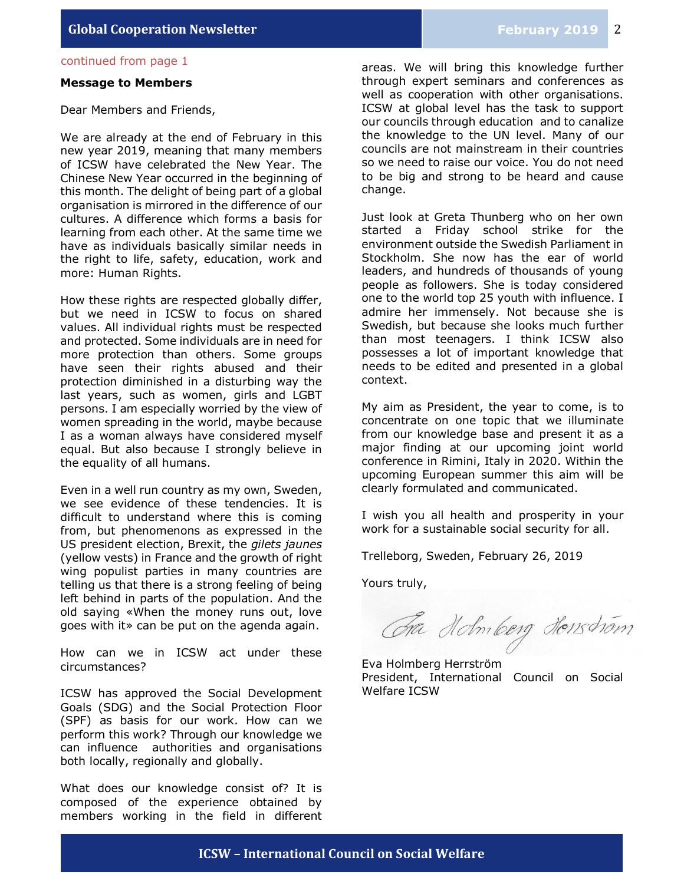continued from page 1

**Message to Members**

Dear Members and Friends,

We are already at the end of February in this new year 2019, meaning that many members of ICSW have celebrated the New Year. The Chinese New Year occurred in the beginning of this month. The delight of being part of a global organisation is mirrored in the difference of our cultures. A difference which forms a basis for learning from each other. At the same time we have as individuals basically similar needs in the right to life, safety, education, work and more: Human Rights.

How these rights are respected globally differ, but we need in ICSW to focus on shared values. All individual rights must be respected and protected. Some individuals are in need for more protection than others. Some groups have seen their rights abused and their protection diminished in a disturbing way the last years, such as women, girls and LGBT persons. I am especially worried by the view of women spreading in the world, maybe because I as a woman always have considered myself equal. But also because I strongly believe in the equality of all humans.

Even in a well run country as my own, Sweden, we see evidence of these tendencies. It is difficult to understand where this is coming from, but phenomenons as expressed in the US president election, Brexit, the *gilets jaunes* (yellow vests) in France and the growth of right wing populist parties in many countries are telling us that there is a strong feeling of being left behind in parts of the population. And the old saying «When the money runs out, love goes with it» can be put on the agenda again.

How can we in ICSW act under these circumstances?

ICSW has approved the Social Development Goals (SDG) and the Social Protection Floor (SPF) as basis for our work. How can we perform this work? Through our knowledge we can influence authorities and organisations both locally, regionally and globally.

What does our knowledge consist of? It is composed of the experience obtained by members working in the field in different areas. We will bring this knowledge further through expert seminars and conferences as well as cooperation with other organisations. ICSW at global level has the task to support our councils through education and to canalize the knowledge to the UN level. Many of our councils are not mainstream in their countries so we need to raise our voice. You do not need to be big and strong to be heard and cause change.

Just look at Greta Thunberg who on her own started a Friday school strike for the environment outside the Swedish Parliament in Stockholm. She now has the ear of world leaders, and hundreds of thousands of young people as followers. She is today considered one to the world top 25 youth with influence. I admire her immensely. Not because she is Swedish, but because she looks much further than most teenagers. I think ICSW also possesses a lot of important knowledge that needs to be edited and presented in a global context.

My aim as President, the year to come, is to concentrate on one topic that we illuminate from our knowledge base and present it as a major finding at our upcoming joint world conference in Rimini, Italy in 2020. Within the upcoming European summer this aim will be clearly formulated and communicated.

I wish you all health and prosperity in your work for a sustainable social security for all.

Trelleborg, Sweden, February 26, 2019

Yours truly,

Eva Holmberg Herrström
President, International Council on Social Welfare ICSW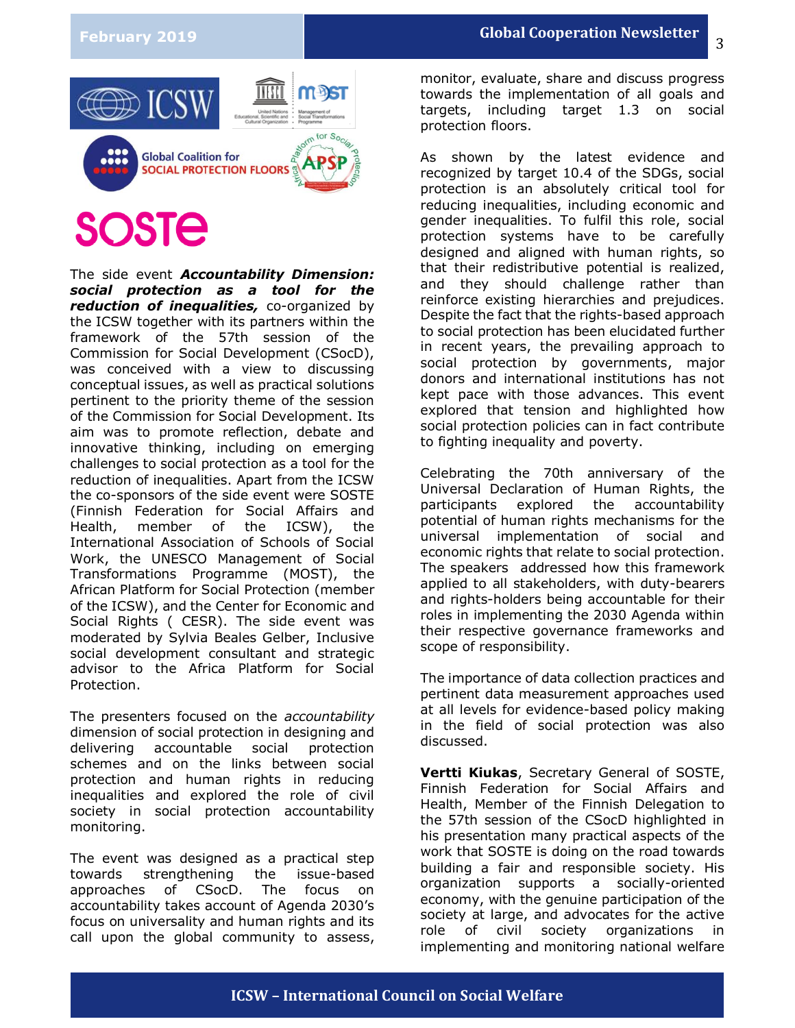The side event ***Accountability Dimension: social protection as a tool for the reduction of inequalities,*** co-organized by the ICSW together with its partners within the framework of the 57th session of the Commission for Social Development (CSocD), was conceived with a view to discussing conceptual issues, as well as practical solutions pertinent to the priority theme of the session of the Commission for Social Development. Its aim was to promote reflection, debate and innovative thinking, including on emerging challenges to social protection as a tool for the reduction of inequalities. Apart from the ICSW the co-sponsors of the side event were SOSTE (Finnish Federation for Social Affairs and Health, member of the ICSW), the International Association of Schools of Social Work, the UNESCO Management of Social Transformations Programme (MOST), the African Platform for Social Protection (member of the ICSW), and the Center for Economic and Social Rights ( CESR). The side event was moderated by Sylvia Beales Gelber, Inclusive social development consultant and strategic advisor to the Africa Platform for Social Protection.

The presenters focused on the *accountability* dimension of social protection in designing and delivering accountable social protection schemes and on the links between social protection and human rights in reducing inequalities and explored the role of civil society in social protection accountability monitoring.

The event was designed as a practical step towards strengthening the issue-based approaches of CSocD. The focus on accountability takes account of Agenda 2030's focus on universality and human rights and its call upon the global community to assess, monitor, evaluate, share and discuss progress towards the implementation of all goals and targets, including target 1.3 on social protection floors.

As shown by the latest evidence and recognized by target 10.4 of the SDGs, social protection is an absolutely critical tool for reducing inequalities, including economic and gender inequalities. To fulfil this role, social protection systems have to be carefully designed and aligned with human rights, so that their redistributive potential is realized, and they should challenge rather than reinforce existing hierarchies and prejudices. Despite the fact that the rights-based approach to social protection has been elucidated further in recent years, the prevailing approach to social protection by governments, major donors and international institutions has not kept pace with those advances. This event explored that tension and highlighted how social protection policies can in fact contribute to fighting inequality and poverty.

Celebrating the 70th anniversary of the Universal Declaration of Human Rights, the participants explored the accountability potential of human rights mechanisms for the universal implementation of social and economic rights that relate to social protection. The speakers addressed how this framework applied to all stakeholders, with duty-bearers and rights-holders being accountable for their roles in implementing the 2030 Agenda within their respective governance frameworks and scope of responsibility.

The importance of data collection practices and pertinent data measurement approaches used at all levels for evidence-based policy making in the field of social protection was also discussed.

**Vertti Kiukas**, Secretary General of SOSTE, Finnish Federation for Social Affairs and Health, Member of the Finnish Delegation to the 57th session of the CSocD highlighted in his presentation many practical aspects of the work that SOSTE is doing on the road towards building a fair and responsible society. His organization supports a socially-oriented economy, with the genuine participation of the society at large, and advocates for the active role of civil society organizations in implementing and monitoring national welfare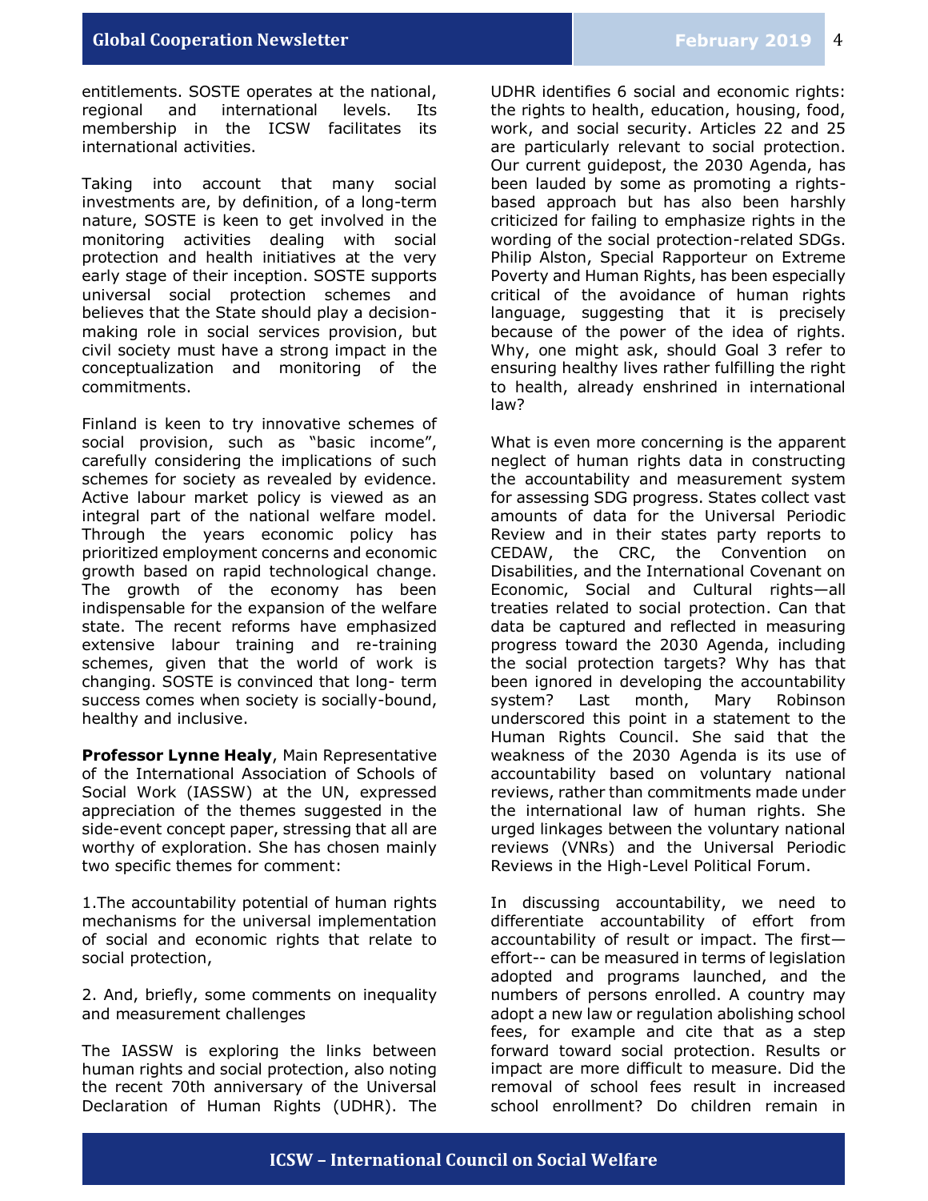entitlements. SOSTE operates at the national, regional and international levels. Its membership in the ICSW facilitates its international activities.

Taking into account that many social investments are, by definition, of a long-term nature, SOSTE is keen to get involved in the monitoring activities dealing with social protection and health initiatives at the very early stage of their inception. SOSTE supports universal social protection schemes and believes that the State should play a decision-making role in social services provision, but civil society must have a strong impact in the conceptualization and monitoring of the commitments.

Finland is keen to try innovative schemes of social provision, such as "basic income", carefully considering the implications of such schemes for society as revealed by evidence. Active labour market policy is viewed as an integral part of the national welfare model. Through the years economic policy has prioritized employment concerns and economic growth based on rapid technological change. The growth of the economy has been indispensable for the expansion of the welfare state. The recent reforms have emphasized extensive labour training and re-training schemes, given that the world of work is changing. SOSTE is convinced that long- term success comes when society is socially-bound, healthy and inclusive.

**Professor Lynne Healy**, Main Representative of the International Association of Schools of Social Work (IASSW) at the UN, expressed appreciation of the themes suggested in the side-event concept paper, stressing that all are worthy of exploration. She has chosen mainly two specific themes for comment:

1.The accountability potential of human rights mechanisms for the universal implementation of social and economic rights that relate to social protection,

2. And, briefly, some comments on inequality and measurement challenges

The IASSW is exploring the links between human rights and social protection, also noting the recent 70th anniversary of the Universal Declaration of Human Rights (UDHR). The UDHR identifies 6 social and economic rights: the rights to health, education, housing, food, work, and social security. Articles 22 and 25 are particularly relevant to social protection. Our current guidepost, the 2030 Agenda, has been lauded by some as promoting a rights-based approach but has also been harshly criticized for failing to emphasize rights in the wording of the social protection-related SDGs. Philip Alston, Special Rapporteur on Extreme Poverty and Human Rights, has been especially critical of the avoidance of human rights language, suggesting that it is precisely because of the power of the idea of rights. Why, one might ask, should Goal 3 refer to ensuring healthy lives rather fulfilling the right to health, already enshrined in international law?

What is even more concerning is the apparent neglect of human rights data in constructing the accountability and measurement system for assessing SDG progress. States collect vast amounts of data for the Universal Periodic Review and in their states party reports to CEDAW, the CRC, the Convention on Disabilities, and the International Covenant on Economic, Social and Cultural rights—all treaties related to social protection. Can that data be captured and reflected in measuring progress toward the 2030 Agenda, including the social protection targets? Why has that been ignored in developing the accountability system? Last month, Mary Robinson underscored this point in a statement to the Human Rights Council. She said that the weakness of the 2030 Agenda is its use of accountability based on voluntary national reviews, rather than commitments made under the international law of human rights. She urged linkages between the voluntary national reviews (VNRs) and the Universal Periodic Reviews in the High-Level Political Forum.

In discussing accountability, we need to differentiate accountability of effort from accountability of result or impact. The first—effort-- can be measured in terms of legislation adopted and programs launched, and the numbers of persons enrolled. A country may adopt a new law or regulation abolishing school fees, for example and cite that as a step forward toward social protection. Results or impact are more difficult to measure. Did the removal of school fees result in increased school enrollment? Do children remain in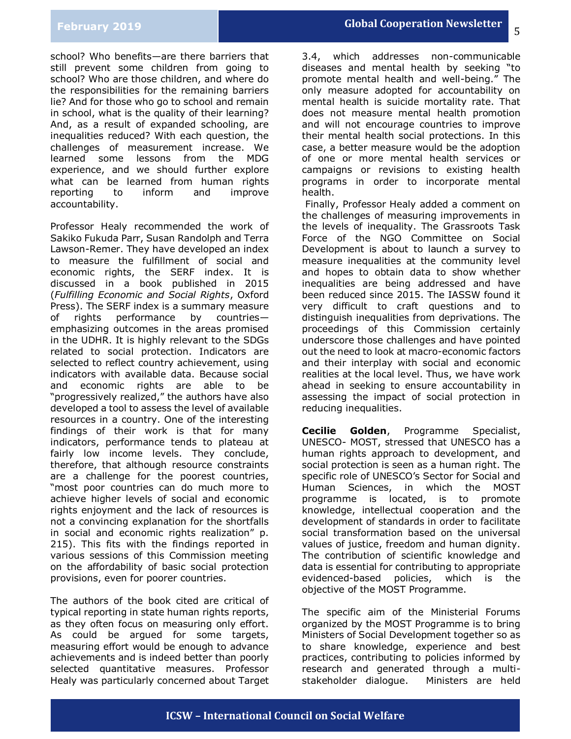school? Who benefits—are there barriers that still prevent some children from going to school? Who are those children, and where do the responsibilities for the remaining barriers lie? And for those who go to school and remain in school, what is the quality of their learning? And, as a result of expanded schooling, are inequalities reduced? With each question, the challenges of measurement increase. We learned some lessons from the MDG experience, and we should further explore what can be learned from human rights reporting to inform and improve accountability.

Professor Healy recommended the work of Sakiko Fukuda Parr, Susan Randolph and Terra Lawson-Remer. They have developed an index to measure the fulfillment of social and economic rights, the SERF index. It is discussed in a book published in 2015 (*Fulfilling Economic and Social Rights*, Oxford Press). The SERF index is a summary measure of rights performance by countries—emphasizing outcomes in the areas promised in the UDHR. It is highly relevant to the SDGs related to social protection. Indicators are selected to reflect country achievement, using indicators with available data. Because social and economic rights are able to be "progressively realized," the authors have also developed a tool to assess the level of available resources in a country. One of the interesting findings of their work is that for many indicators, performance tends to plateau at fairly low income levels. They conclude, therefore, that although resource constraints are a challenge for the poorest countries, "most poor countries can do much more to achieve higher levels of social and economic rights enjoyment and the lack of resources is not a convincing explanation for the shortfalls in social and economic rights realization" p. 215). This fits with the findings reported in various sessions of this Commission meeting on the affordability of basic social protection provisions, even for poorer countries.

The authors of the book cited are critical of typical reporting in state human rights reports, as they often focus on measuring only effort. As could be argued for some targets, measuring effort would be enough to advance achievements and is indeed better than poorly selected quantitative measures. Professor Healy was particularly concerned about Target 3.4, which addresses non-communicable diseases and mental health by seeking "to promote mental health and well-being." The only measure adopted for accountability on mental health is suicide mortality rate. That does not measure mental health promotion and will not encourage countries to improve their mental health social protections. In this case, a better measure would be the adoption of one or more mental health services or campaigns or revisions to existing health programs in order to incorporate mental health.

Finally, Professor Healy added a comment on the challenges of measuring improvements in the levels of inequality. The Grassroots Task Force of the NGO Committee on Social Development is about to launch a survey to measure inequalities at the community level and hopes to obtain data to show whether inequalities are being addressed and have been reduced since 2015. The IASSW found it very difficult to craft questions and to distinguish inequalities from deprivations. The proceedings of this Commission certainly underscore those challenges and have pointed out the need to look at macro-economic factors and their interplay with social and economic realities at the local level. Thus, we have work ahead in seeking to ensure accountability in assessing the impact of social protection in reducing inequalities.

**Cecilie Golden**, Programme Specialist, UNESCO- MOST, stressed that UNESCO has a human rights approach to development, and social protection is seen as a human right. The specific role of UNESCO's Sector for Social and Human Sciences, in which the MOST programme is located, is to promote knowledge, intellectual cooperation and the development of standards in order to facilitate social transformation based on the universal values of justice, freedom and human dignity. The contribution of scientific knowledge and data is essential for contributing to appropriate evidenced-based policies, which is the objective of the MOST Programme.

The specific aim of the Ministerial Forums organized by the MOST Programme is to bring Ministers of Social Development together so as to share knowledge, experience and best practices, contributing to policies informed by research and generated through a multi-stakeholder dialogue. Ministers are held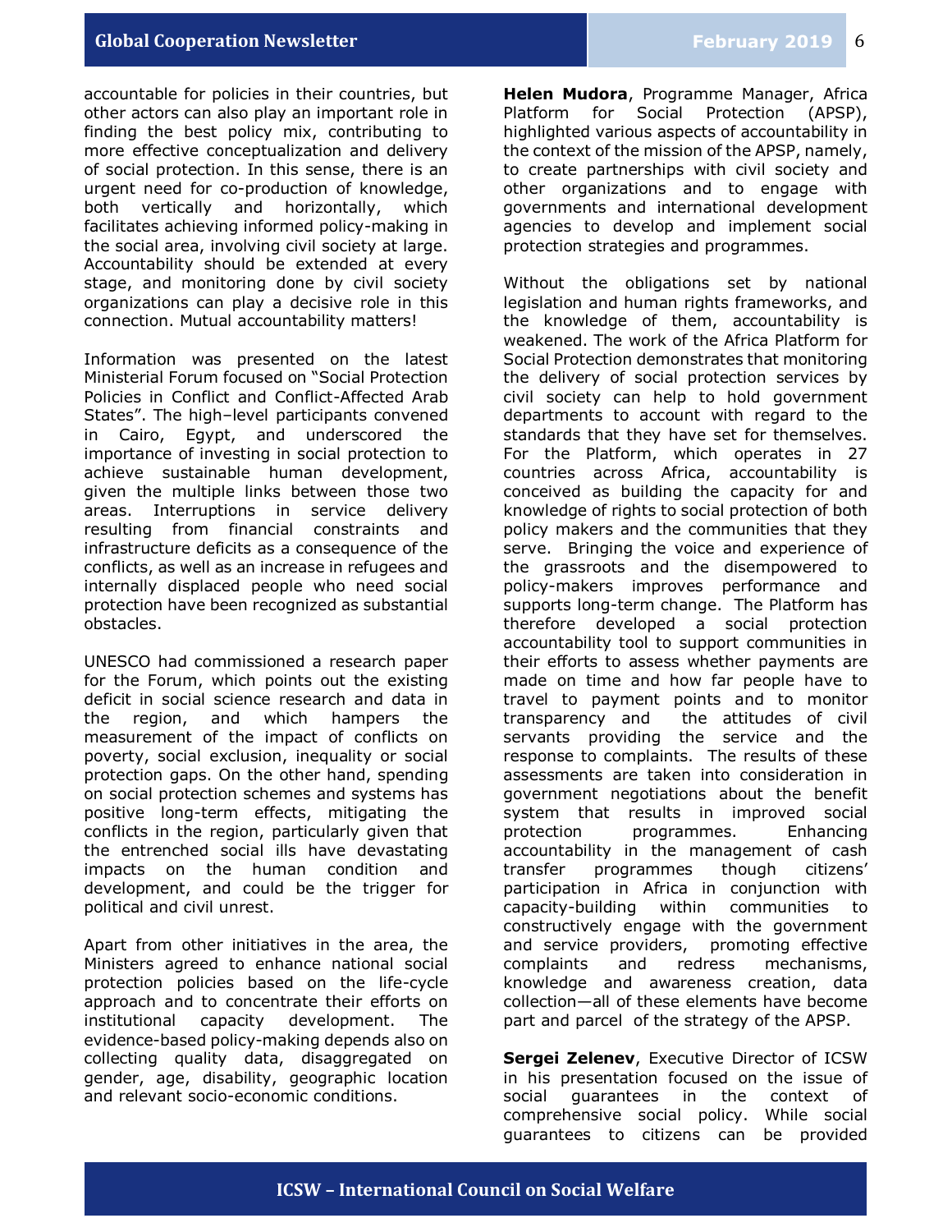accountable for policies in their countries, but other actors can also play an important role in finding the best policy mix, contributing to more effective conceptualization and delivery of social protection. In this sense, there is an urgent need for co-production of knowledge, both vertically and horizontally, which facilitates achieving informed policy-making in the social area, involving civil society at large. Accountability should be extended at every stage, and monitoring done by civil society organizations can play a decisive role in this connection. Mutual accountability matters!

Information was presented on the latest Ministerial Forum focused on "Social Protection Policies in Conflict and Conflict-Affected Arab States". The high–level participants convened in Cairo, Egypt, and underscored the importance of investing in social protection to achieve sustainable human development, given the multiple links between those two areas. Interruptions in service delivery resulting from financial constraints and infrastructure deficits as a consequence of the conflicts, as well as an increase in refugees and internally displaced people who need social protection have been recognized as substantial obstacles.

UNESCO had commissioned a research paper for the Forum, which points out the existing deficit in social science research and data in the region, and which hampers the measurement of the impact of conflicts on poverty, social exclusion, inequality or social protection gaps. On the other hand, spending on social protection schemes and systems has positive long-term effects, mitigating the conflicts in the region, particularly given that the entrenched social ills have devastating impacts on the human condition and development, and could be the trigger for political and civil unrest.

Apart from other initiatives in the area, the Ministers agreed to enhance national social protection policies based on the life-cycle approach and to concentrate their efforts on institutional capacity development. The evidence-based policy-making depends also on collecting quality data, disaggregated on gender, age, disability, geographic location and relevant socio-economic conditions.

**Helen Mudora**, Programme Manager, Africa Platform for Social Protection (APSP), highlighted various aspects of accountability in the context of the mission of the APSP, namely, to create partnerships with civil society and other organizations and to engage with governments and international development agencies to develop and implement social protection strategies and programmes.

Without the obligations set by national legislation and human rights frameworks, and the knowledge of them, accountability is weakened. The work of the Africa Platform for Social Protection demonstrates that monitoring the delivery of social protection services by civil society can help to hold government departments to account with regard to the standards that they have set for themselves. For the Platform, which operates in 27 countries across Africa, accountability is conceived as building the capacity for and knowledge of rights to social protection of both policy makers and the communities that they serve. Bringing the voice and experience of the grassroots and the disempowered to policy-makers improves performance and supports long-term change. The Platform has therefore developed a social protection accountability tool to support communities in their efforts to assess whether payments are made on time and how far people have to travel to payment points and to monitor transparency and the attitudes of civil servants providing the service and the response to complaints. The results of these assessments are taken into consideration in government negotiations about the benefit system that results in improved social protection programmes. Enhancing accountability in the management of cash transfer programmes though citizens' participation in Africa in conjunction with capacity-building within communities to constructively engage with the government and service providers, promoting effective complaints and redress mechanisms, knowledge and awareness creation, data collection—all of these elements have become part and parcel of the strategy of the APSP.

**Sergei Zelenev**, Executive Director of ICSW in his presentation focused on the issue of social guarantees in the context of comprehensive social policy. While social guarantees to citizens can be provided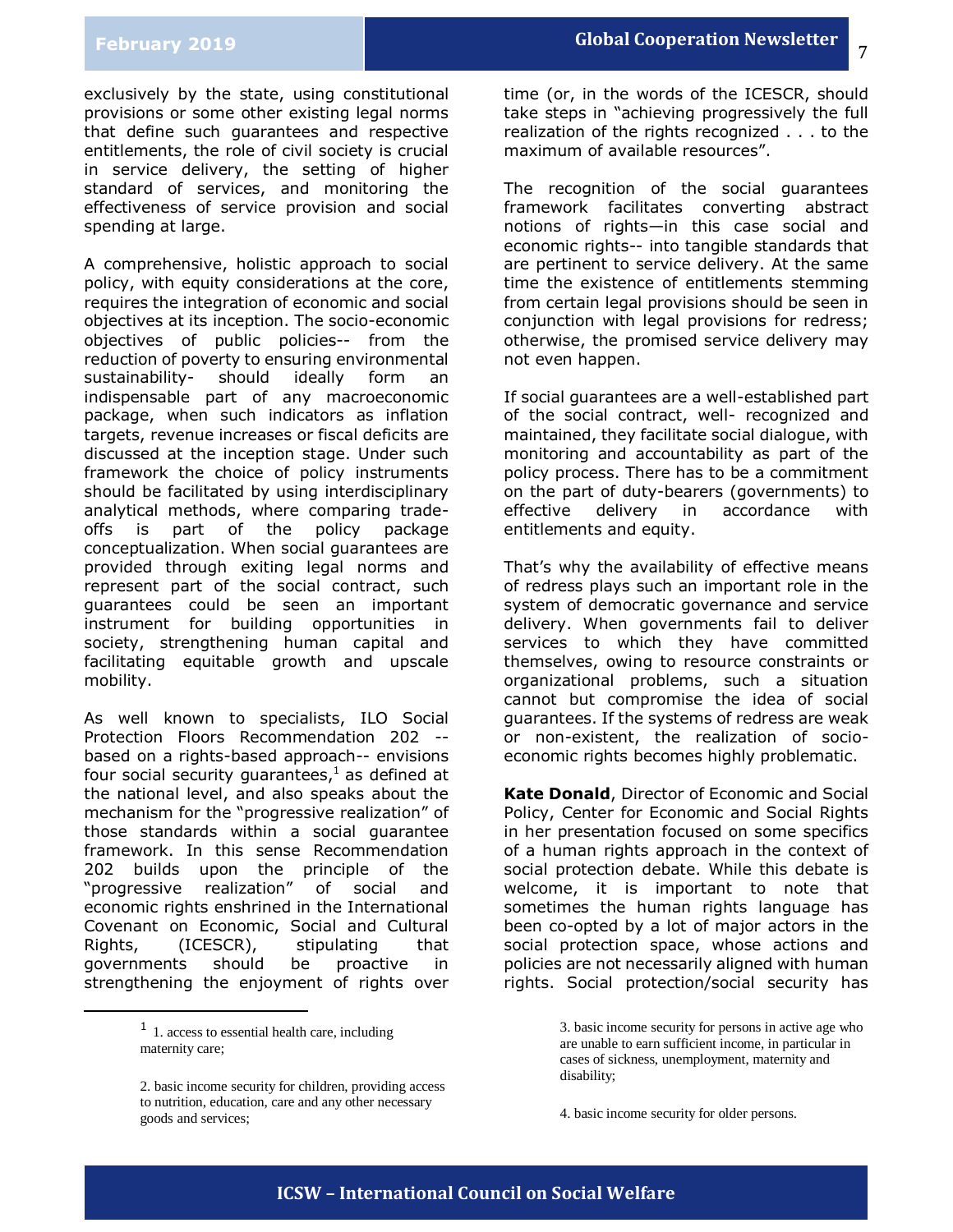exclusively by the state, using constitutional provisions or some other existing legal norms that define such guarantees and respective entitlements, the role of civil society is crucial in service delivery, the setting of higher standard of services, and monitoring the effectiveness of service provision and social spending at large.

A comprehensive, holistic approach to social policy, with equity considerations at the core, requires the integration of economic and social objectives at its inception. The socio-economic objectives of public policies-- from the reduction of poverty to ensuring environmental sustainability- should ideally form an indispensable part of any macroeconomic package, when such indicators as inflation targets, revenue increases or fiscal deficits are discussed at the inception stage. Under such framework the choice of policy instruments should be facilitated by using interdisciplinary analytical methods, where comparing trade-offs is part of the policy package conceptualization. When social guarantees are provided through exiting legal norms and represent part of the social contract, such guarantees could be seen an important instrument for building opportunities in society, strengthening human capital and facilitating equitable growth and upscale mobility.

As well known to specialists, ILO Social Protection Floors Recommendation 202 --based on a rights-based approach-- envisions four social security guarantees,[1] as defined at the national level, and also speaks about the mechanism for the "progressive realization" of those standards within a social guarantee framework. In this sense Recommendation 202 builds upon the principle of the "progressive realization" of social and economic rights enshrined in the International Covenant on Economic, Social and Cultural Rights, (ICESCR), stipulating that governments should be proactive in strengthening the enjoyment of rights over time (or, in the words of the ICESCR, should take steps in "achieving progressively the full realization of the rights recognized . . . to the maximum of available resources".

The recognition of the social guarantees framework facilitates converting abstract notions of rights—in this case social and economic rights-- into tangible standards that are pertinent to service delivery. At the same time the existence of entitlements stemming from certain legal provisions should be seen in conjunction with legal provisions for redress; otherwise, the promised service delivery may not even happen.

If social guarantees are a well-established part of the social contract, well- recognized and maintained, they facilitate social dialogue, with monitoring and accountability as part of the policy process. There has to be a commitment on the part of duty-bearers (governments) to effective delivery in accordance with entitlements and equity.

That's why the availability of effective means of redress plays such an important role in the system of democratic governance and service delivery. When governments fail to deliver services to which they have committed themselves, owing to resource constraints or organizational problems, such a situation cannot but compromise the idea of social guarantees. If the systems of redress are weak or non-existent, the realization of socio-economic rights becomes highly problematic.

**Kate Donald**, Director of Economic and Social Policy, Center for Economic and Social Rights in her presentation focused on some specifics of a human rights approach in the context of social protection debate. While this debate is welcome, it is important to note that sometimes the human rights language has been co-opted by a lot of major actors in the social protection space, whose actions and policies are not necessarily aligned with human rights. Social protection/social security has

---

[1] 1. access to essential health care, including maternity care;

2. basic income security for children, providing access to nutrition, education, care and any other necessary goods and services;

3. basic income security for persons in active age who are unable to earn sufficient income, in particular in cases of sickness, unemployment, maternity and disability;

4. basic income security for older persons.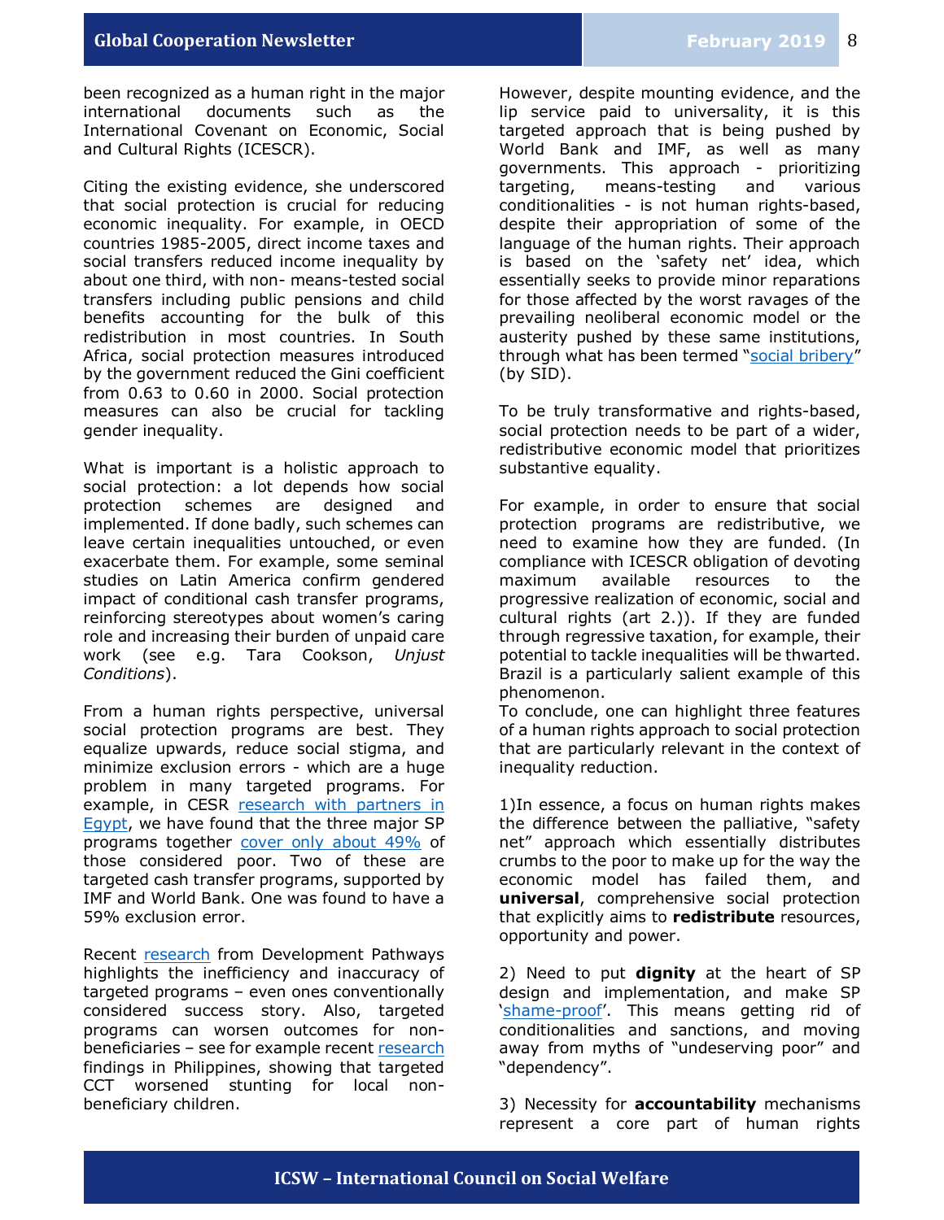been recognized as a human right in the major international documents such as the International Covenant on Economic, Social and Cultural Rights (ICESCR).

Citing the existing evidence, she underscored that social protection is crucial for reducing economic inequality. For example, in OECD countries 1985-2005, direct income taxes and social transfers reduced income inequality by about one third, with non- means-tested social transfers including public pensions and child benefits accounting for the bulk of this redistribution in most countries. In South Africa, social protection measures introduced by the government reduced the Gini coefficient from 0.63 to 0.60 in 2000. Social protection measures can also be crucial for tackling gender inequality.

What is important is a holistic approach to social protection: a lot depends how social protection schemes are designed and implemented. If done badly, such schemes can leave certain inequalities untouched, or even exacerbate them. For example, some seminal studies on Latin America confirm gendered impact of conditional cash transfer programs, reinforcing stereotypes about women's caring role and increasing their burden of unpaid care work (see e.g. Tara Cookson, *Unjust Conditions*).

From a human rights perspective, universal social protection programs are best. They equalize upwards, reduce social stigma, and minimize exclusion errors - which are a huge problem in many targeted programs. For example, in CESR research with partners in Egypt, we have found that the three major SP programs together cover only about 49% of those considered poor. Two of these are targeted cash transfer programs, supported by IMF and World Bank. One was found to have a 59% exclusion error.

Recent research from Development Pathways highlights the inefficiency and inaccuracy of targeted programs – even ones conventionally considered success story. Also, targeted programs can worsen outcomes for non-beneficiaries – see for example recent research findings in Philippines, showing that targeted CCT worsened stunting for local non-beneficiary children.

However, despite mounting evidence, and the lip service paid to universality, it is this targeted approach that is being pushed by World Bank and IMF, as well as many governments. This approach - prioritizing targeting, means-testing and various conditionalities - is not human rights-based, despite their appropriation of some of the language of the human rights. Their approach is based on the 'safety net' idea, which essentially seeks to provide minor reparations for those affected by the worst ravages of the prevailing neoliberal economic model or the austerity pushed by these same institutions, through what has been termed "social bribery" (by SID).

To be truly transformative and rights-based, social protection needs to be part of a wider, redistributive economic model that prioritizes substantive equality.

For example, in order to ensure that social protection programs are redistributive, we need to examine how they are funded. (In compliance with ICESCR obligation of devoting maximum available resources to the progressive realization of economic, social and cultural rights (art 2.)). If they are funded through regressive taxation, for example, their potential to tackle inequalities will be thwarted. Brazil is a particularly salient example of this phenomenon.

To conclude, one can highlight three features of a human rights approach to social protection that are particularly relevant in the context of inequality reduction.

1)In essence, a focus on human rights makes the difference between the palliative, "safety net" approach which essentially distributes crumbs to the poor to make up for the way the economic model has failed them, and **universal**, comprehensive social protection that explicitly aims to **redistribute** resources, opportunity and power.

2) Need to put **dignity** at the heart of SP design and implementation, and make SP 'shame-proof'. This means getting rid of conditionalities and sanctions, and moving away from myths of "undeserving poor" and "dependency".

3) Necessity for **accountability** mechanisms represent a core part of human rights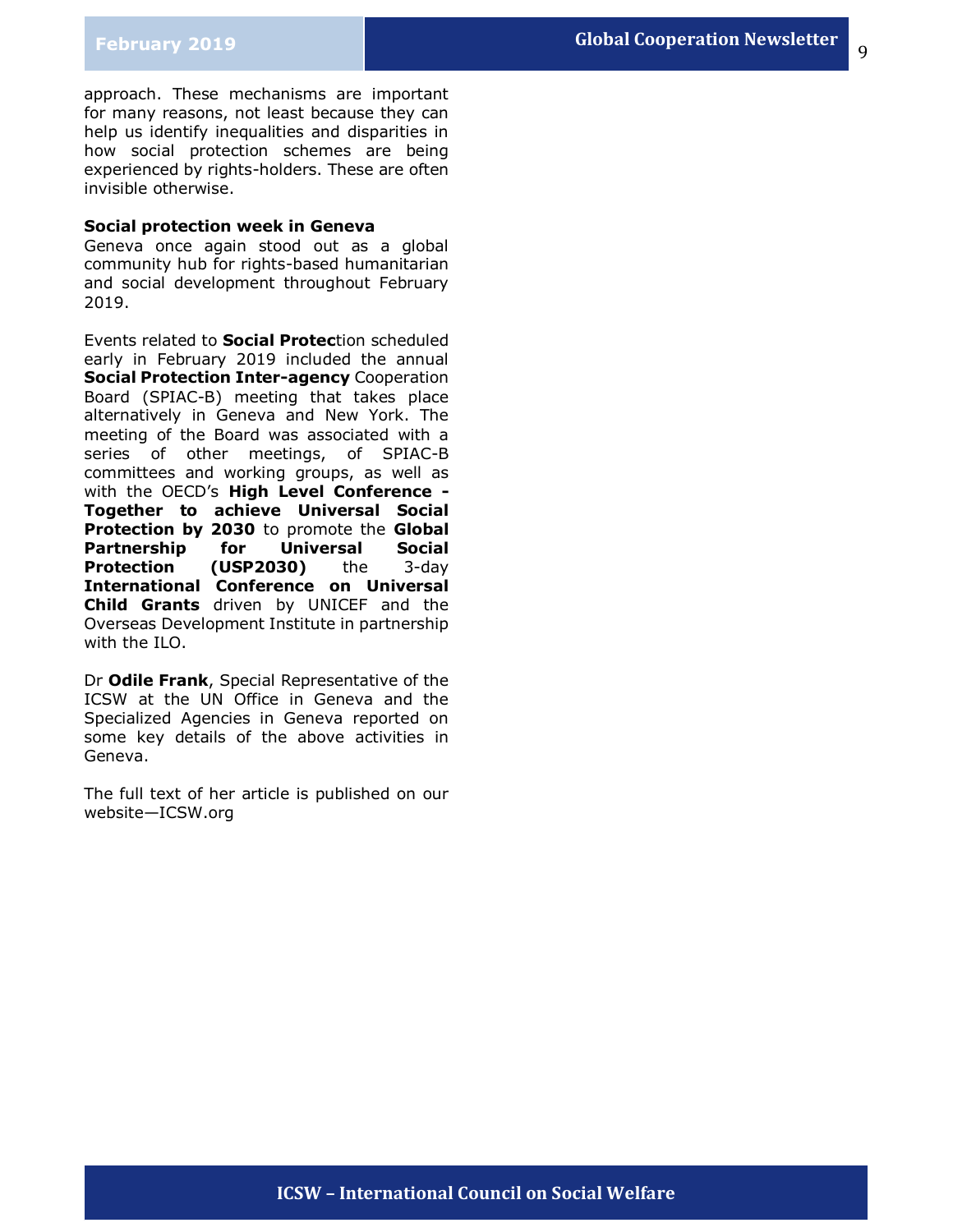approach. These mechanisms are important for many reasons, not least because they can help us identify inequalities and disparities in how social protection schemes are being experienced by rights-holders. These are often invisible otherwise.

**Social protection week in Geneva**

Geneva once again stood out as a global community hub for rights-based humanitarian and social development throughout February 2019.

Events related to **Social Protec**tion scheduled early in February 2019 included the annual **Social Protection Inter-agency** Cooperation Board (SPIAC-B) meeting that takes place alternatively in Geneva and New York. The meeting of the Board was associated with a series of other meetings, of SPIAC-B committees and working groups, as well as with the OECD's **High Level Conference - Together to achieve Universal Social Protection by 2030** to promote the **Global Partnership for Universal Social Protection (USP2030)** the 3-day **International Conference on Universal Child Grants** driven by UNICEF and the Overseas Development Institute in partnership with the ILO.

Dr **Odile Frank**, Special Representative of the ICSW at the UN Office in Geneva and the Specialized Agencies in Geneva reported on some key details of the above activities in Geneva.

The full text of her article is published on our website—ICSW.org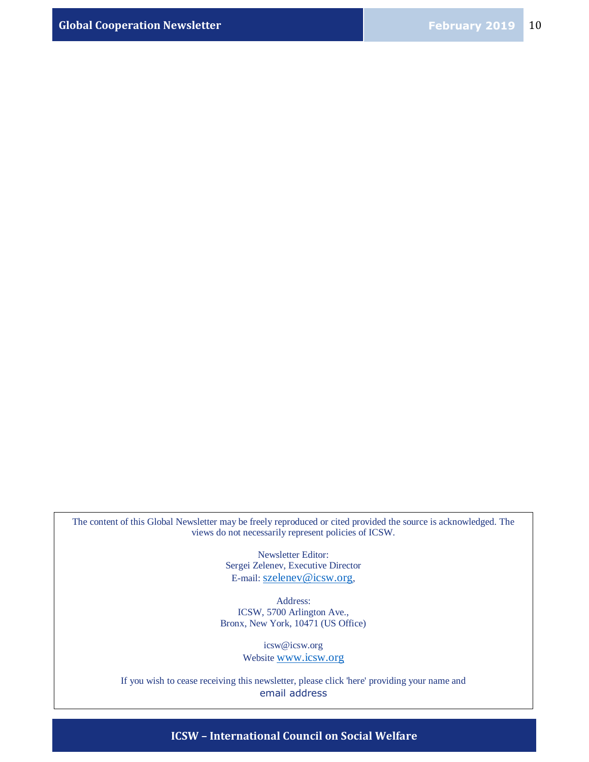The content of this Global Newsletter may be freely reproduced or cited provided the source is acknowledged. The views do not necessarily represent policies of ICSW.

Newsletter Editor:
Sergei Zelenev, Executive Director
E-mail: szelenev@icsw.org,

Address:
ICSW, 5700 Arlington Ave.,
Bronx, New York, 10471 (US Office)

icsw@icsw.org
Website www.icsw.org

If you wish to cease receiving this newsletter, please click 'here' providing your name and email address

**ICSW – International Council on Social Welfare**